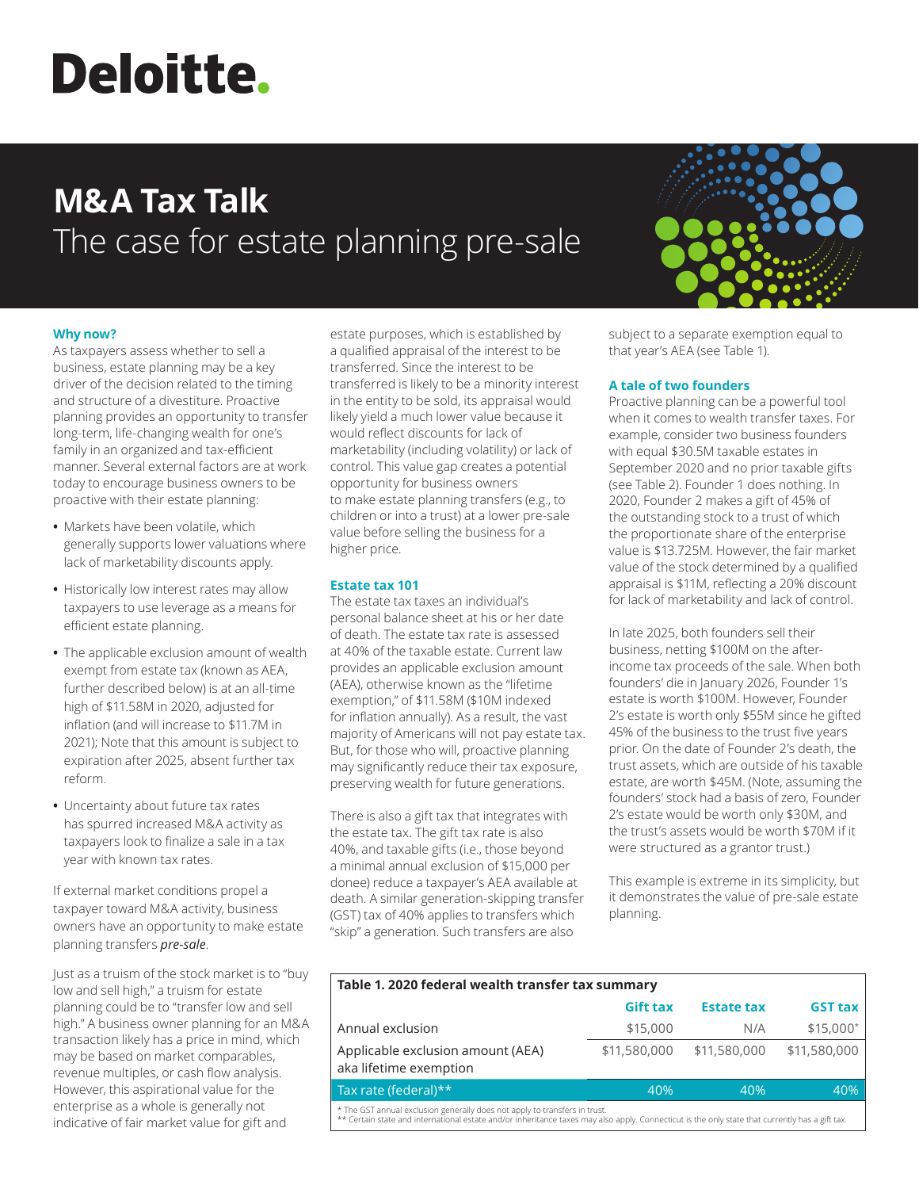# Deloitte.

# M&A Tax Talk

## The case for estate planning pre-sale

### Why now?

As taxpayers assess whether to sell a business, estate planning may be a key driver of the decision related to the timing and structure of a divestiture. Proactive planning provides an opportunity to transfer long-term, life-changing wealth for one's family in an organized and tax-efficient manner. Several external factors are at work today to encourage business owners to be proactive with their estate planning:

- Markets have been volatile, which generally supports lower valuations where lack of marketability discounts apply.
- Historically low interest rates may allow taxpayers to use leverage as a means for efficient estate planning.
- The applicable exclusion amount of wealth exempt from estate tax (known as AEA, further described below) is at an all-time high of $11.58M in 2020, adjusted for inflation (and will increase to $11.7M in 2021); Note that this amount is subject to expiration after 2025, absent further tax reform.
- Uncertainty about future tax rates has spurred increased M&A activity as taxpayers look to finalize a sale in a tax year with known tax rates.

If external market conditions propel a taxpayer toward M&A activity, business owners have an opportunity to make estate planning transfers ***pre-sale***.

Just as a truism of the stock market is to "buy low and sell high," a truism for estate planning could be to "transfer low and sell high." A business owner planning for an M&A transaction likely has a price in mind, which may be based on market comparables, revenue multiples, or cash flow analysis. However, this aspirational value for the enterprise as a whole is generally not indicative of fair market value for gift and estate purposes, which is established by a qualified appraisal of the interest to be transferred. Since the interest to be transferred is likely to be a minority interest in the entity to be sold, its appraisal would likely yield a much lower value because it would reflect discounts for lack of marketability (including volatility) or lack of control. This value gap creates a potential opportunity for business owners to make estate planning transfers (e.g., to children or into a trust) at a lower pre-sale value before selling the business for a higher price.

### Estate tax 101

The estate tax taxes an individual's personal balance sheet at his or her date of death. The estate tax rate is assessed at 40% of the taxable estate. Current law provides an applicable exclusion amount (AEA), otherwise known as the "lifetime exemption," of $11.58M ($10M indexed for inflation annually). As a result, the vast majority of Americans will not pay estate tax. But, for those who will, proactive planning may significantly reduce their tax exposure, preserving wealth for future generations.

There is also a gift tax that integrates with the estate tax. The gift tax rate is also 40%, and taxable gifts (i.e., those beyond a minimal annual exclusion of $15,000 per donee) reduce a taxpayer's AEA available at death. A similar generation-skipping transfer (GST) tax of 40% applies to transfers which "skip" a generation. Such transfers are also subject to a separate exemption equal to that year's AEA (see Table 1).

### A tale of two founders

Proactive planning can be a powerful tool when it comes to wealth transfer taxes. For example, consider two business founders with equal $30.5M taxable estates in September 2020 and no prior taxable gifts (see Table 2). Founder 1 does nothing. In 2020, Founder 2 makes a gift of 45% of the outstanding stock to a trust of which the proportionate share of the enterprise value is $13.725M. However, the fair market value of the stock determined by a qualified appraisal is $11M, reflecting a 20% discount for lack of marketability and lack of control.

In late 2025, both founders sell their business, netting $100M on the after-income tax proceeds of the sale. When both founders' die in January 2026, Founder 1's estate is worth $100M. However, Founder 2's estate is worth only $55M since he gifted 45% of the business to the trust five years prior. On the date of Founder 2's death, the trust assets, which are outside of his taxable estate, are worth $45M. (Note, assuming the founders' stock had a basis of zero, Founder 2's estate would be worth only $30M, and the trust's assets would be worth $70M if it were structured as a grantor trust.)

This example is extreme in its simplicity, but it demonstrates the value of pre-sale estate planning.

**Table 1. 2020 federal wealth transfer tax summary**

| | Gift tax | Estate tax | GST tax |
|---|---|---|---|
| Annual exclusion | $15,000 | N/A | $15,000* |
| Applicable exclusion amount (AEA) aka lifetime exemption | $11,580,000 | $11,580,000 | $11,580,000 |
| Tax rate (federal)** | 40% | 40% | 40% |

\* The GST annual exclusion generally does not apply to transfers in trust.
\** Certain state and international estate and/or inheritance taxes may also apply. Connecticut is the only state that currently has a gift tax.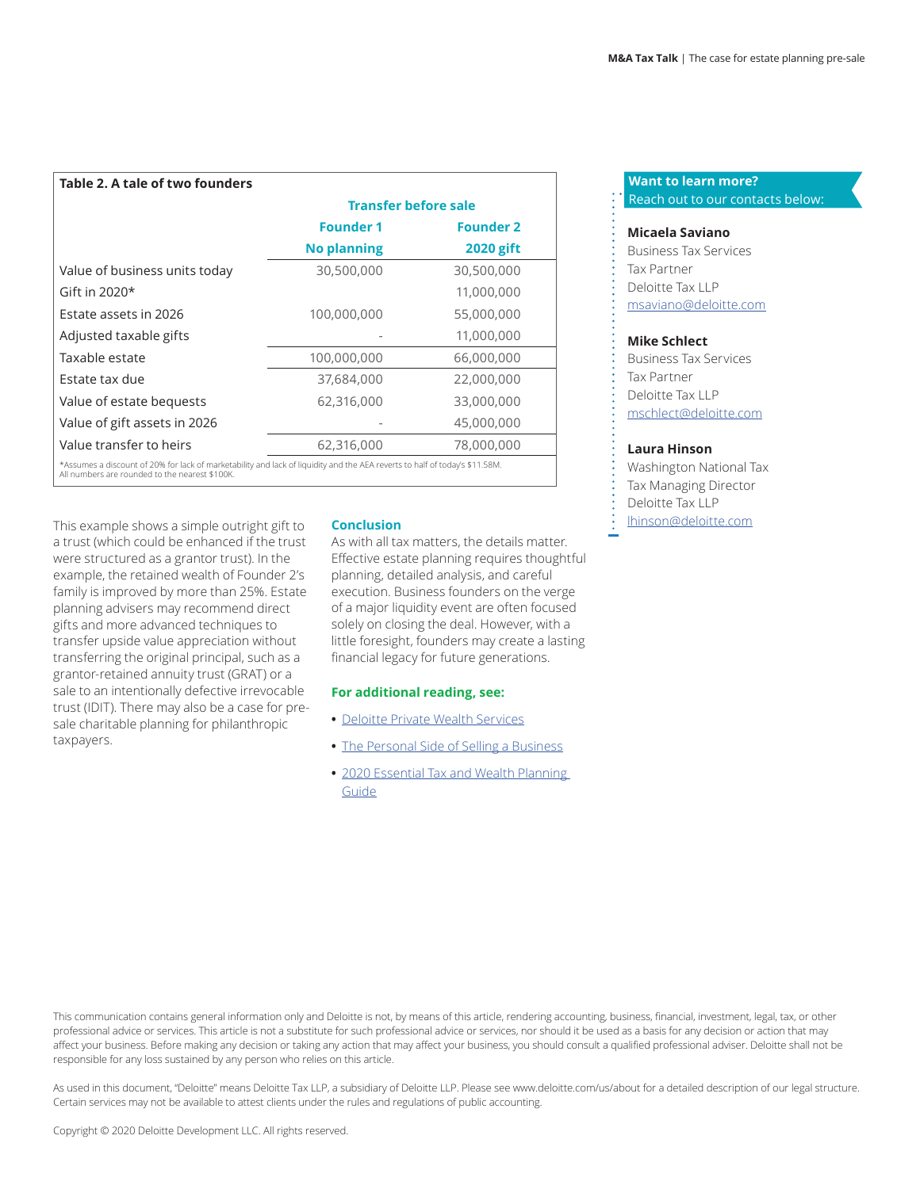**Table 2. A tale of two founders**

| | Transfer before sale | |
|---|---|---|
| | **Founder 1** | **Founder 2** |
| | **No planning** | **2020 gift** |
| Value of business units today | 30,500,000 | 30,500,000 |
| Gift in 2020* | | 11,000,000 |
| Estate assets in 2026 | 100,000,000 | 55,000,000 |
| Adjusted taxable gifts | - | 11,000,000 |
| Taxable estate | 100,000,000 | 66,000,000 |
| Estate tax due | 37,684,000 | 22,000,000 |
| Value of estate bequests | 62,316,000 | 33,000,000 |
| Value of gift assets in 2026 | - | 45,000,000 |
| Value transfer to heirs | 62,316,000 | 78,000,000 |

*Assumes a discount of 20% for lack of marketability and lack of liquidity and the AEA reverts to half of today's $11.58M. All numbers are rounded to the nearest $100K.

This example shows a simple outright gift to a trust (which could be enhanced if the trust were structured as a grantor trust). In the example, the retained wealth of Founder 2's family is improved by more than 25%. Estate planning advisers may recommend direct gifts and more advanced techniques to transfer upside value appreciation without transferring the original principal, such as a grantor-retained annuity trust (GRAT) or a sale to an intentionally defective irrevocable trust (IDIT). There may also be a case for pre-sale charitable planning for philanthropic taxpayers.

## Conclusion

As with all tax matters, the details matter. Effective estate planning requires thoughtful planning, detailed analysis, and careful execution. Business founders on the verge of a major liquidity event are often focused solely on closing the deal. However, with a little foresight, founders may create a lasting financial legacy for future generations.

### For additional reading, see:

- Deloitte Private Wealth Services
- The Personal Side of Selling a Business
- 2020 Essential Tax and Wealth Planning Guide

**Want to learn more?**
Reach out to our contacts below:

**Micaela Saviano**
Business Tax Services
Tax Partner
Deloitte Tax LLP
msaviano@deloitte.com

**Mike Schlect**
Business Tax Services
Tax Partner
Deloitte Tax LLP
mschlect@deloitte.com

**Laura Hinson**
Washington National Tax
Tax Managing Director
Deloitte Tax LLP
lhinson@deloitte.com

This communication contains general information only and Deloitte is not, by means of this article, rendering accounting, business, financial, investment, legal, tax, or other professional advice or services. This article is not a substitute for such professional advice or services, nor should it be used as a basis for any decision or action that may affect your business. Before making any decision or taking any action that may affect your business, you should consult a qualified professional adviser. Deloitte shall not be responsible for any loss sustained by any person who relies on this article.

As used in this document, "Deloitte" means Deloitte Tax LLP, a subsidiary of Deloitte LLP. Please see www.deloitte.com/us/about for a detailed description of our legal structure. Certain services may not be available to attest clients under the rules and regulations of public accounting.

Copyright © 2020 Deloitte Development LLC. All rights reserved.